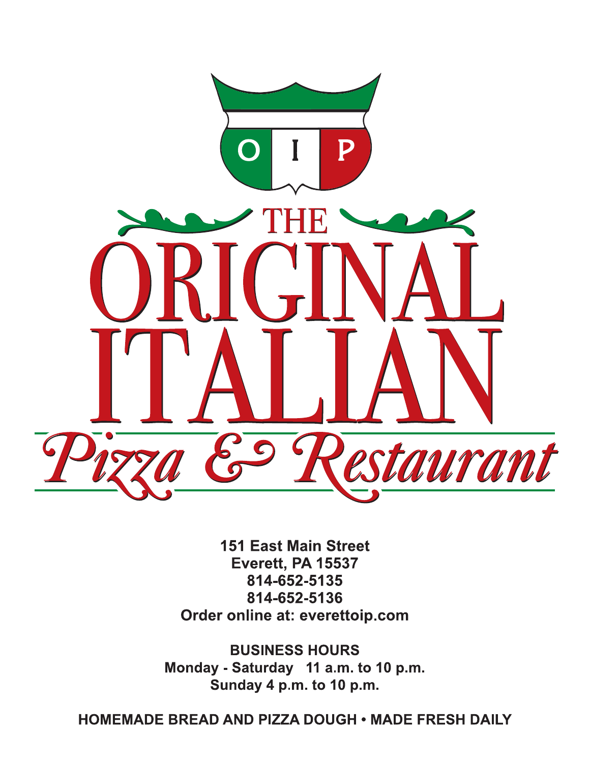OIP

# THE ORIGINAL ITALIAN

## *Pizza & Restaurant*

**151 East Main Street**
**Everett, PA 15537**
**814-652-5135**
**814-652-5136**
**Order online at: everettoip.com**

**BUSINESS HOURS**
**Monday - Saturday 11 a.m. to 10 p.m.**
**Sunday 4 p.m. to 10 p.m.**

**HOMEMADE BREAD AND PIZZA DOUGH • MADE FRESH DAILY**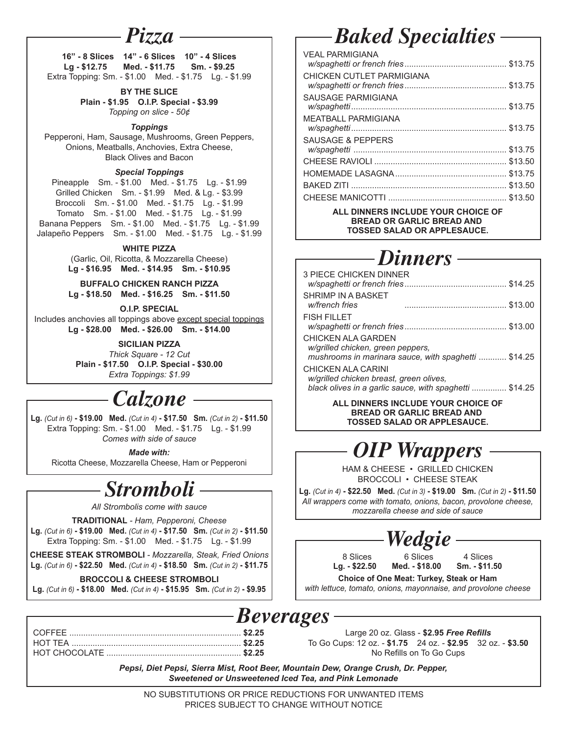## Pizza

**16" - 8 Slices  14" - 6 Slices  10" - 4 Slices**
**Lg - $12.75  Med. - $11.75  Sm. - $9.25**
Extra Topping: Sm. - $1.00  Med. - $1.75  Lg. - $1.99

**BY THE SLICE**
**Plain - $1.95  O.I.P. Special - $3.99**
*Topping on slice - 50¢*

***Toppings***
Pepperoni, Ham, Sausage, Mushrooms, Green Peppers, Onions, Meatballs, Anchovies, Extra Cheese, Black Olives and Bacon

***Special Toppings***
Pineapple  Sm. - $1.00  Med. - $1.75  Lg. - $1.99
Grilled Chicken  Sm. - $1.99  Med. & Lg. - $3.99
Broccoli  Sm. - $1.00  Med. - $1.75  Lg. - $1.99
Tomato  Sm. - $1.00  Med. - $1.75  Lg. - $1.99
Banana Peppers  Sm. - $1.00  Med. - $1.75  Lg. - $1.99
Jalapeño Peppers  Sm. - $1.00  Med. - $1.75  Lg. - $1.99

**WHITE PIZZA**
(Garlic, Oil, Ricotta, & Mozzarella Cheese)
**Lg - $16.95  Med. - $14.95  Sm. - $10.95**

**BUFFALO CHICKEN RANCH PIZZA**
**Lg - $18.50  Med. - $16.25  Sm. - $11.50**

**O.I.P. SPECIAL**
Includes anchovies all toppings above except special toppings
**Lg - $28.00  Med. - $26.00  Sm. - $14.00**

**SICILIAN PIZZA**
*Thick Square - 12 Cut*
**Plain - $17.50  O.I.P. Special - $30.00**
*Extra Toppings: $1.99*

## Calzone

**Lg.** *(Cut in 6)* **- $19.00  Med.** *(Cut in 4)* **- $17.50  Sm.** *(Cut in 2)* **- $11.50**
Extra Topping: Sm. - $1.00  Med. - $1.75  Lg. - $1.99
*Comes with side of sauce*

***Made with:***
Ricotta Cheese, Mozzarella Cheese, Ham or Pepperoni

## Stromboli

*All Strombolis come with sauce*

**TRADITIONAL** - *Ham, Pepperoni, Cheese*
**Lg.** *(Cut in 6)* **- $19.00  Med.** *(Cut in 4)* **- $17.50  Sm.** *(Cut in 2)* **- $11.50**
Extra Topping: Sm. - $1.00  Med. - $1.75  Lg. - $1.99

**CHEESE STEAK STROMBOLI** - *Mozzarella, Steak, Fried Onions*
**Lg.** *(Cut in 6)* **- $22.50  Med.** *(Cut in 4)* **- $18.50  Sm.** *(Cut in 2)* **- $11.75**

**BROCCOLI & CHEESE STROMBOLI**
**Lg.** *(Cut in 6)* **- $18.00  Med.** *(Cut in 4)* **- $15.95  Sm.** *(Cut in 2)* **- $9.95**

## Baked Specialties

VEAL PARMIGIANA
*w/spaghetti or french fries* ........ $13.75

CHICKEN CUTLET PARMIGIANA
*w/spaghetti or french fries* ........ $13.75

SAUSAGE PARMIGIANA
*w/spaghetti* ........ $13.75

MEATBALL PARMIGIANA
*w/spaghetti* ........ $13.75

SAUSAGE & PEPPERS
*w/spaghetti* ........ $13.75

CHEESE RAVIOLI ........ $13.50

HOMEMADE LASAGNA ........ $13.75

BAKED ZITI ........ $13.50

CHEESE MANICOTTI ........ $13.50

**ALL DINNERS INCLUDE YOUR CHOICE OF BREAD OR GARLIC BREAD AND TOSSED SALAD OR APPLESAUCE.**

## Dinners

3 PIECE CHICKEN DINNER
*w/spaghetti or french fries* ........ $14.25

SHRIMP IN A BASKET
*w/french fries* ........ $13.00

FISH FILLET
*w/spaghetti or french fries* ........ $13.00

CHICKEN ALA GARDEN
*w/grilled chicken, green peppers, mushrooms in marinara sauce, with spaghetti* ........ $14.25

CHICKEN ALA CARINI
*w/grilled chicken breast, green olives, black olives in a garlic sauce, with spaghetti* ........ $14.25

**ALL DINNERS INCLUDE YOUR CHOICE OF BREAD OR GARLIC BREAD AND TOSSED SALAD OR APPLESAUCE.**

## OIP Wrappers

HAM & CHEESE • GRILLED CHICKEN
BROCCOLI • CHEESE STEAK

**Lg.** *(Cut in 4)* **- $22.50  Med.** *(Cut in 3)* **- $19.00  Sm.** *(Cut in 2)* **- $11.50**
*All wrappers come with tomato, onions, bacon, provolone cheese, mozzarella cheese and side of sauce*

## Wedgie

| 8 Slices | 6 Slices | 4 Slices |
|---|---|---|
| **Lg. - $22.50** | **Med. - $18.00** | **Sm. - $11.50** |

**Choice of One Meat: Turkey, Steak or Ham**
*with lettuce, tomato, onions, mayonnaise, and provolone cheese*

## Beverages

COFFEE ........ **$2.25**
HOT TEA ........ **$2.25**
HOT CHOCOLATE ........ **$2.25**

Large 20 oz. Glass - **$2.95** ***Free Refills***
To Go Cups: 12 oz. - **$1.75**  24 oz. - **$2.95**  32 oz. - **$3.50**
No Refills on To Go Cups

***Pepsi, Diet Pepsi, Sierra Mist, Root Beer, Mountain Dew, Orange Crush, Dr. Pepper, Sweetened or Unsweetened Iced Tea, and Pink Lemonade***

NO SUBSTITUTIONS OR PRICE REDUCTIONS FOR UNWANTED ITEMS
PRICES SUBJECT TO CHANGE WITHOUT NOTICE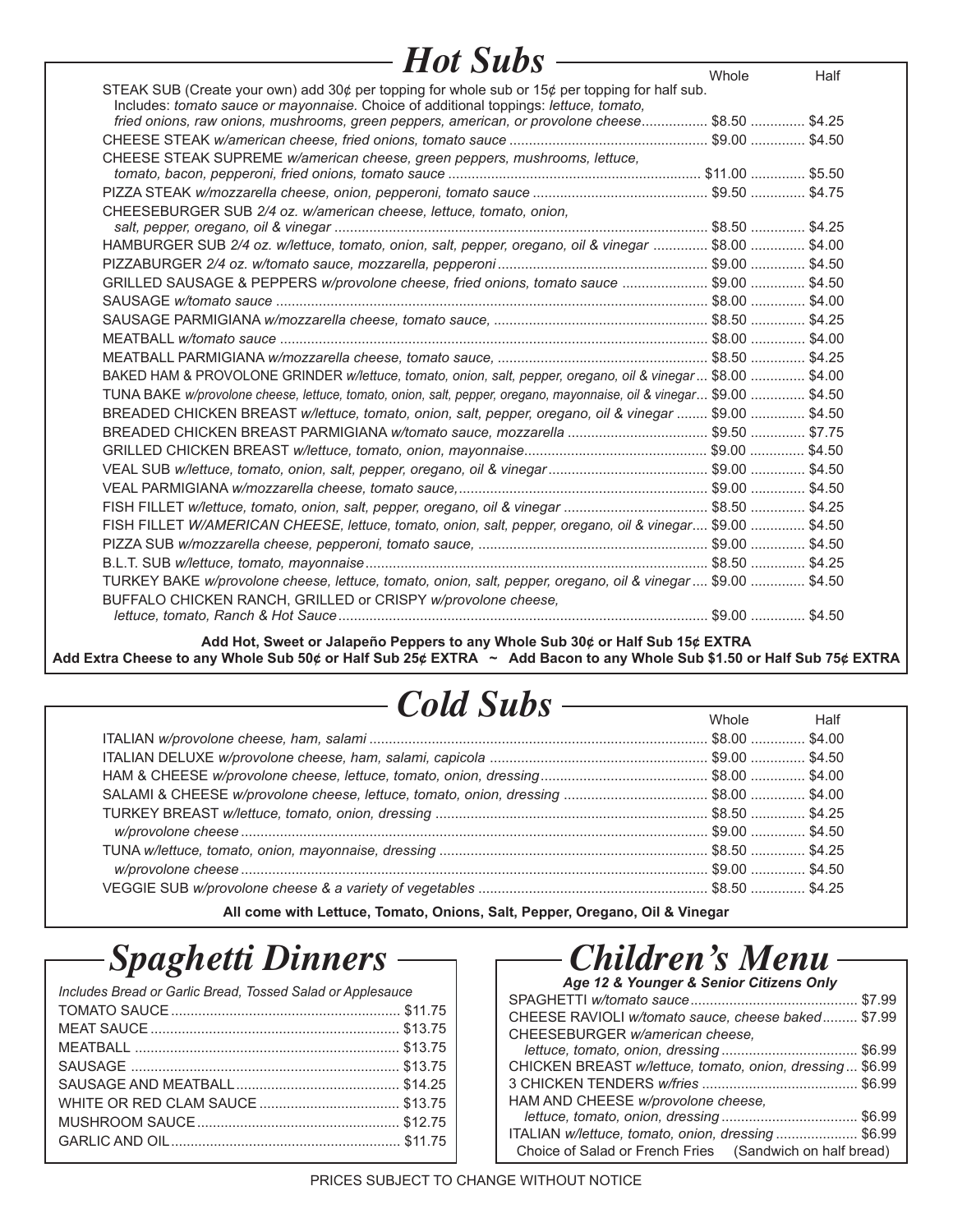# Hot Subs

| Item | Whole | Half |
|---|---|---|
| STEAK SUB (Create your own) add 30¢ per topping for whole sub or 15¢ per topping for half sub. Includes: *tomato sauce or mayonnaise.* Choice of additional toppings: *lettuce, tomato, fried onions, raw onions, mushrooms, green peppers, american, or provolone cheese* | $8.50 | $4.25 |
| CHEESE STEAK *w/american cheese, fried onions, tomato sauce* | $9.00 | $4.50 |
| CHEESE STEAK SUPREME *w/american cheese, green peppers, mushrooms, lettuce, tomato, bacon, pepperoni, fried onions, tomato sauce* | $11.00 | $5.50 |
| PIZZA STEAK *w/mozzarella cheese, onion, pepperoni, tomato sauce* | $9.50 | $4.75 |
| CHEESEBURGER SUB *2/4 oz. w/american cheese, lettuce, tomato, onion, salt, pepper, oregano, oil & vinegar* | $8.50 | $4.25 |
| HAMBURGER SUB *2/4 oz. w/lettuce, tomato, onion, salt, pepper, oregano, oil & vinegar* | $8.00 | $4.00 |
| PIZZABURGER *2/4 oz. w/tomato sauce, mozzarella, pepperoni* | $9.00 | $4.50 |
| GRILLED SAUSAGE & PEPPERS *w/provolone cheese, fried onions, tomato sauce* | $9.00 | $4.50 |
| SAUSAGE *w/tomato sauce* | $8.00 | $4.00 |
| SAUSAGE PARMIGIANA *w/mozzarella cheese, tomato sauce,* | $8.50 | $4.25 |
| MEATBALL *w/tomato sauce* | $8.00 | $4.00 |
| MEATBALL PARMIGIANA *w/mozzarella cheese, tomato sauce,* | $8.50 | $4.25 |
| BAKED HAM & PROVOLONE GRINDER *w/lettuce, tomato, onion, salt, pepper, oregano, oil & vinegar* | $8.00 | $4.00 |
| TUNA BAKE *w/provolone cheese, lettuce, tomato, onion, salt, pepper, oregano, mayonnaise, oil & vinegar* | $9.00 | $4.50 |
| BREADED CHICKEN BREAST *w/lettuce, tomato, onion, salt, pepper, oregano, oil & vinegar* | $9.00 | $4.50 |
| BREADED CHICKEN BREAST PARMIGIANA *w/tomato sauce, mozzarella* | $9.50 | $7.75 |
| GRILLED CHICKEN BREAST *w/lettuce, tomato, onion, mayonnaise* | $9.00 | $4.50 |
| VEAL SUB *w/lettuce, tomato, onion, salt, pepper, oregano, oil & vinegar* | $9.00 | $4.50 |
| VEAL PARMIGIANA *w/mozzarella cheese, tomato sauce,* | $9.00 | $4.50 |
| FISH FILLET *w/lettuce, tomato, onion, salt, pepper, oregano, oil & vinegar* | $8.50 | $4.25 |
| FISH FILLET *W/AMERICAN CHEESE, lettuce, tomato, onion, salt, pepper, oregano, oil & vinegar* | $9.00 | $4.50 |
| PIZZA SUB *w/mozzarella cheese, pepperoni, tomato sauce,* | $9.00 | $4.50 |
| B.L.T. SUB *w/lettuce, tomato, mayonnaise* | $8.50 | $4.25 |
| TURKEY BAKE *w/provolone cheese, lettuce, tomato, onion, salt, pepper, oregano, oil & vinegar* | $9.00 | $4.50 |
| BUFFALO CHICKEN RANCH, GRILLED or CRISPY *w/provolone cheese, lettuce, tomato, Ranch & Hot Sauce* | $9.00 | $4.50 |

**Add Hot, Sweet or Jalapeño Peppers to any Whole Sub 30¢ or Half Sub 15¢ EXTRA**

**Add Extra Cheese to any Whole Sub 50¢ or Half Sub 25¢ EXTRA ~ Add Bacon to any Whole Sub $1.50 or Half Sub 75¢ EXTRA**

# Cold Subs

| Item | Whole | Half |
|---|---|---|
| ITALIAN *w/provolone cheese, ham, salami* | $8.00 | $4.00 |
| ITALIAN DELUXE *w/provolone cheese, ham, salami, capicola* | $9.00 | $4.50 |
| HAM & CHEESE *w/provolone cheese, lettuce, tomato, onion, dressing* | $8.00 | $4.00 |
| SALAMI & CHEESE *w/provolone cheese, lettuce, tomato, onion, dressing* | $8.00 | $4.00 |
| TURKEY BREAST *w/lettuce, tomato, onion, dressing* | $8.50 | $4.25 |
| *w/provolone cheese* | $9.00 | $4.50 |
| TUNA *w/lettuce, tomato, onion, mayonnaise, dressing* | $8.50 | $4.25 |
| *w/provolone cheese* | $9.00 | $4.50 |
| VEGGIE SUB *w/provolone cheese & a variety of vegetables* | $8.50 | $4.25 |

**All come with Lettuce, Tomato, Onions, Salt, Pepper, Oregano, Oil & Vinegar**

# Spaghetti Dinners

*Includes Bread or Garlic Bread, Tossed Salad or Applesauce*

| Item | Price |
|---|---|
| TOMATO SAUCE | $11.75 |
| MEAT SAUCE | $13.75 |
| MEATBALL | $13.75 |
| SAUSAGE | $13.75 |
| SAUSAGE AND MEATBALL | $14.25 |
| WHITE OR RED CLAM SAUCE | $13.75 |
| MUSHROOM SAUCE | $12.75 |
| GARLIC AND OIL | $11.75 |

# Children's Menu

***Age 12 & Younger & Senior Citizens Only***

| Item | Price |
|---|---|
| SPAGHETTI *w/tomato sauce* | $7.99 |
| CHEESE RAVIOLI *w/tomato sauce, cheese baked* | $7.99 |
| CHEESEBURGER *w/american cheese, lettuce, tomato, onion, dressing* | $6.99 |
| CHICKEN BREAST *w/lettuce, tomato, onion, dressing* | $6.99 |
| 3 CHICKEN TENDERS *w/fries* | $6.99 |
| HAM AND CHEESE *w/provolone cheese, lettuce, tomato, onion, dressing* | $6.99 |
| ITALIAN *w/lettuce, tomato, onion, dressing* | $6.99 |

Choice of Salad or French Fries (Sandwich on half bread)

PRICES SUBJECT TO CHANGE WITHOUT NOTICE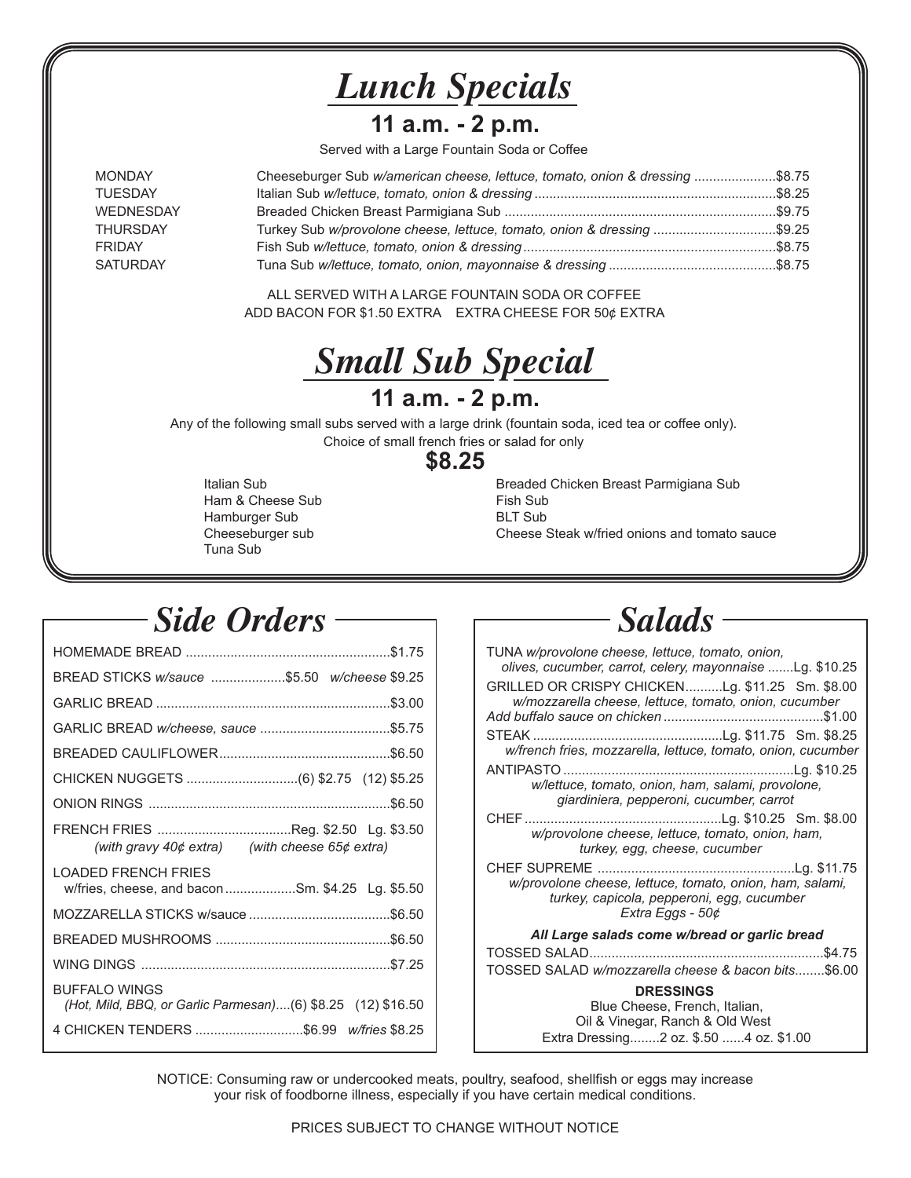# Lunch Specials

## 11 a.m. - 2 p.m.

Served with a Large Fountain Soda or Coffee

| | | |
|---|---|---|
| MONDAY | Cheeseburger Sub *w/american cheese, lettuce, tomato, onion & dressing* | $8.75 |
| TUESDAY | Italian Sub *w/lettuce, tomato, onion & dressing* | $8.25 |
| WEDNESDAY | Breaded Chicken Breast Parmigiana Sub | $9.75 |
| THURSDAY | Turkey Sub *w/provolone cheese, lettuce, tomato, onion & dressing* | $9.25 |
| FRIDAY | Fish Sub *w/lettuce, tomato, onion & dressing* | $8.75 |
| SATURDAY | Tuna Sub *w/lettuce, tomato, onion, mayonnaise & dressing* | $8.75 |

ALL SERVED WITH A LARGE FOUNTAIN SODA OR COFFEE
ADD BACON FOR $1.50 EXTRA EXTRA CHEESE FOR 50¢ EXTRA

# Small Sub Special

## 11 a.m. - 2 p.m.

Any of the following small subs served with a large drink (fountain soda, iced tea or coffee only).
Choice of small french fries or salad for only

**$8.25**

- Italian Sub
- Ham & Cheese Sub
- Hamburger Sub
- Cheeseburger sub
- Tuna Sub
- Breaded Chicken Breast Parmigiana Sub
- Fish Sub
- BLT Sub
- Cheese Steak w/fried onions and tomato sauce

# Side Orders

| | |
|---|---|
| HOMEMADE BREAD | $1.75 |
| BREAD STICKS *w/sauce* | $5.50 *w/cheese* $9.25 |
| GARLIC BREAD | $3.00 |
| GARLIC BREAD *w/cheese, sauce* | $5.75 |
| BREADED CAULIFLOWER | $6.50 |
| CHICKEN NUGGETS | (6) $2.75 (12) $5.25 |
| ONION RINGS | $6.50 |
| FRENCH FRIES *(with gravy 40¢ extra) (with cheese 65¢ extra)* | Reg. $2.50 Lg. $3.50 |
| LOADED FRENCH FRIES w/fries, cheese, and bacon | Sm. $4.25 Lg. $5.50 |
| MOZZARELLA STICKS w/sauce | $6.50 |
| BREADED MUSHROOMS | $6.50 |
| WING DINGS | $7.25 |
| BUFFALO WINGS *(Hot, Mild, BBQ, or Garlic Parmesan)* | (6) $8.25 (12) $16.50 |
| 4 CHICKEN TENDERS | $6.99 *w/fries* $8.25 |

# Salads

| | |
|---|---|
| TUNA *w/provolone cheese, lettuce, tomato, onion, olives, cucumber, carrot, celery, mayonnaise* | Lg. $10.25 |
| GRILLED OR CRISPY CHICKEN *w/mozzarella cheese, lettuce, tomato, onion, cucumber* | Lg. $11.25 Sm. $8.00 |
| *Add buffalo sauce on chicken* | $1.00 |
| STEAK *w/french fries, mozzarella, lettuce, tomato, onion, cucumber* | Lg. $11.75 Sm. $8.25 |
| ANTIPASTO *w/lettuce, tomato, onion, ham, salami, provolone, giardiniera, pepperoni, cucumber, carrot* | Lg. $10.25 |
| CHEF *w/provolone cheese, lettuce, tomato, onion, ham, turkey, egg, cheese, cucumber* | Lg. $10.25 Sm. $8.00 |
| CHEF SUPREME *w/provolone cheese, lettuce, tomato, onion, ham, salami, turkey, capicola, pepperoni, egg, cucumber* *Extra Eggs - 50¢* | Lg. $11.75 |

***All Large salads come w/bread or garlic bread***

| | |
|---|---|
| TOSSED SALAD | $4.75 |
| TOSSED SALAD *w/mozzarella cheese & bacon bits* | $6.00 |

**DRESSINGS**
Blue Cheese, French, Italian,
Oil & Vinegar, Ranch & Old West
Extra Dressing........2 oz. $.50 ......4 oz. $1.00

NOTICE: Consuming raw or undercooked meats, poultry, seafood, shellfish or eggs may increase your risk of foodborne illness, especially if you have certain medical conditions.

PRICES SUBJECT TO CHANGE WITHOUT NOTICE